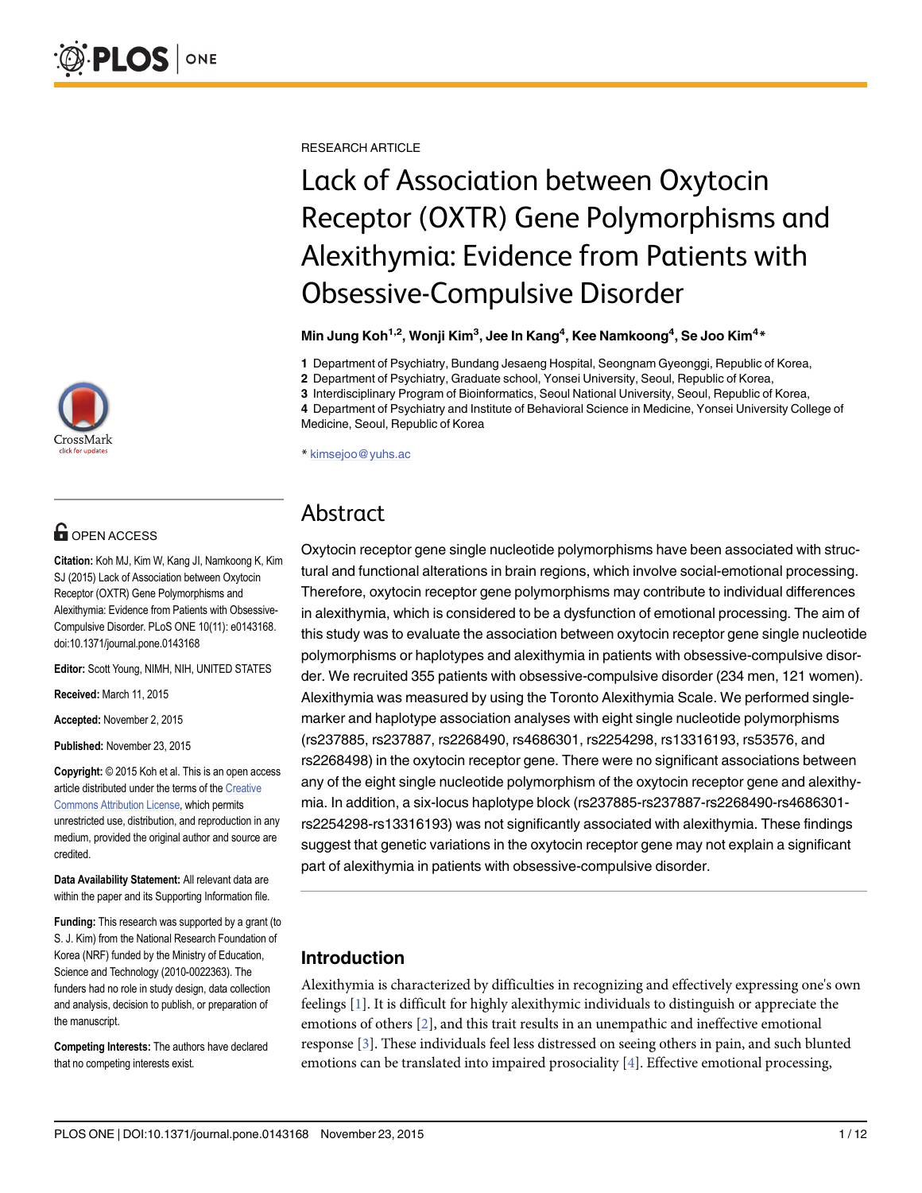RESEARCH ARTICLE

# Lack of Association between Oxytocin Receptor (OXTR) Gene Polymorphisms and Alexithymia: Evidence from Patients with Obsessive-Compulsive Disorder

**Min Jung Koh[1,2], Wonji Kim[3], Jee In Kang[4], Kee Namkoong[4], Se Joo Kim[4]***

**1** Department of Psychiatry, Bundang Jesaeng Hospital, Seongnam Gyeonggi, Republic of Korea,
**2** Department of Psychiatry, Graduate school, Yonsei University, Seoul, Republic of Korea,
**3** Interdisciplinary Program of Bioinformatics, Seoul National University, Seoul, Republic of Korea,
**4** Department of Psychiatry and Institute of Behavioral Science in Medicine, Yonsei University College of Medicine, Seoul, Republic of Korea

* kimsejoo@yuhs.ac

OPEN ACCESS

**Citation:** Koh MJ, Kim W, Kang JI, Namkoong K, Kim SJ (2015) Lack of Association between Oxytocin Receptor (OXTR) Gene Polymorphisms and Alexithymia: Evidence from Patients with Obsessive-Compulsive Disorder. PLoS ONE 10(11): e0143168. doi:10.1371/journal.pone.0143168

**Editor:** Scott Young, NIMH, NIH, UNITED STATES

**Received:** March 11, 2015

**Accepted:** November 2, 2015

**Published:** November 23, 2015

**Copyright:** © 2015 Koh et al. This is an open access article distributed under the terms of the Creative Commons Attribution License, which permits unrestricted use, distribution, and reproduction in any medium, provided the original author and source are credited.

**Data Availability Statement:** All relevant data are within the paper and its Supporting Information file.

**Funding:** This research was supported by a grant (to S. J. Kim) from the National Research Foundation of Korea (NRF) funded by the Ministry of Education, Science and Technology (2010-0022363). The funders had no role in study design, data collection and analysis, decision to publish, or preparation of the manuscript.

**Competing Interests:** The authors have declared that no competing interests exist.

## Abstract

Oxytocin receptor gene single nucleotide polymorphisms have been associated with structural and functional alterations in brain regions, which involve social-emotional processing. Therefore, oxytocin receptor gene polymorphisms may contribute to individual differences in alexithymia, which is considered to be a dysfunction of emotional processing. The aim of this study was to evaluate the association between oxytocin receptor gene single nucleotide polymorphisms or haplotypes and alexithymia in patients with obsessive-compulsive disorder. We recruited 355 patients with obsessive-compulsive disorder (234 men, 121 women). Alexithymia was measured by using the Toronto Alexithymia Scale. We performed single-marker and haplotype association analyses with eight single nucleotide polymorphisms (rs237885, rs237887, rs2268490, rs4686301, rs2254298, rs13316193, rs53576, and rs2268498) in the oxytocin receptor gene. There were no significant associations between any of the eight single nucleotide polymorphism of the oxytocin receptor gene and alexithymia. In addition, a six-locus haplotype block (rs237885-rs237887-rs2268490-rs4686301-rs2254298-rs13316193) was not significantly associated with alexithymia. These findings suggest that genetic variations in the oxytocin receptor gene may not explain a significant part of alexithymia in patients with obsessive-compulsive disorder.

## Introduction

Alexithymia is characterized by difficulties in recognizing and effectively expressing one's own feelings [1]. It is difficult for highly alexithymic individuals to distinguish or appreciate the emotions of others [2], and this trait results in an unempathic and ineffective emotional response [3]. These individuals feel less distressed on seeing others in pain, and such blunted emotions can be translated into impaired prosociality [4]. Effective emotional processing,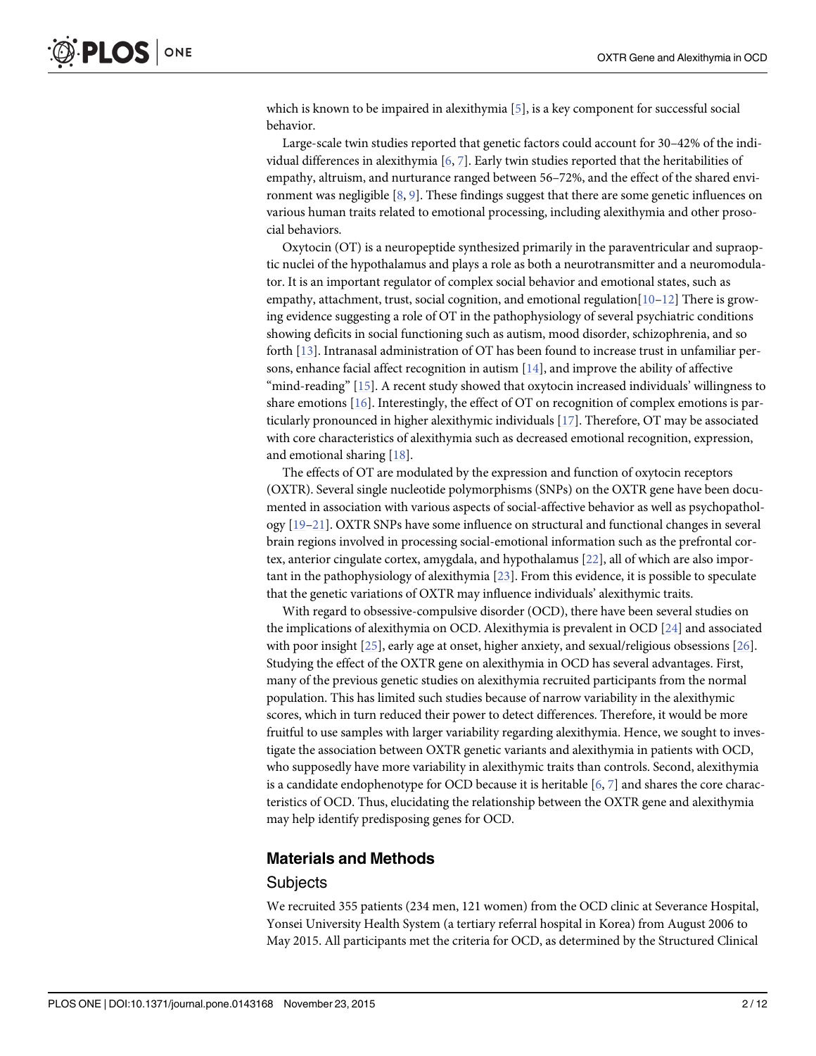which is known to be impaired in alexithymia [5], is a key component for successful social behavior.

Large-scale twin studies reported that genetic factors could account for 30–42% of the individual differences in alexithymia [6, 7]. Early twin studies reported that the heritabilities of empathy, altruism, and nurturance ranged between 56–72%, and the effect of the shared environment was negligible [8, 9]. These findings suggest that there are some genetic influences on various human traits related to emotional processing, including alexithymia and other prosocial behaviors.

Oxytocin (OT) is a neuropeptide synthesized primarily in the paraventricular and supraoptic nuclei of the hypothalamus and plays a role as both a neurotransmitter and a neuromodulator. It is an important regulator of complex social behavior and emotional states, such as empathy, attachment, trust, social cognition, and emotional regulation[10–12] There is growing evidence suggesting a role of OT in the pathophysiology of several psychiatric conditions showing deficits in social functioning such as autism, mood disorder, schizophrenia, and so forth [13]. Intranasal administration of OT has been found to increase trust in unfamiliar persons, enhance facial affect recognition in autism [14], and improve the ability of affective "mind-reading" [15]. A recent study showed that oxytocin increased individuals' willingness to share emotions [16]. Interestingly, the effect of OT on recognition of complex emotions is particularly pronounced in higher alexithymic individuals [17]. Therefore, OT may be associated with core characteristics of alexithymia such as decreased emotional recognition, expression, and emotional sharing [18].

The effects of OT are modulated by the expression and function of oxytocin receptors (OXTR). Several single nucleotide polymorphisms (SNPs) on the OXTR gene have been documented in association with various aspects of social-affective behavior as well as psychopathology [19–21]. OXTR SNPs have some influence on structural and functional changes in several brain regions involved in processing social-emotional information such as the prefrontal cortex, anterior cingulate cortex, amygdala, and hypothalamus [22], all of which are also important in the pathophysiology of alexithymia [23]. From this evidence, it is possible to speculate that the genetic variations of OXTR may influence individuals' alexithymic traits.

With regard to obsessive-compulsive disorder (OCD), there have been several studies on the implications of alexithymia on OCD. Alexithymia is prevalent in OCD [24] and associated with poor insight [25], early age at onset, higher anxiety, and sexual/religious obsessions [26]. Studying the effect of the OXTR gene on alexithymia in OCD has several advantages. First, many of the previous genetic studies on alexithymia recruited participants from the normal population. This has limited such studies because of narrow variability in the alexithymic scores, which in turn reduced their power to detect differences. Therefore, it would be more fruitful to use samples with larger variability regarding alexithymia. Hence, we sought to investigate the association between OXTR genetic variants and alexithymia in patients with OCD, who supposedly have more variability in alexithymic traits than controls. Second, alexithymia is a candidate endophenotype for OCD because it is heritable [6, 7] and shares the core characteristics of OCD. Thus, elucidating the relationship between the OXTR gene and alexithymia may help identify predisposing genes for OCD.

## Materials and Methods

### Subjects

We recruited 355 patients (234 men, 121 women) from the OCD clinic at Severance Hospital, Yonsei University Health System (a tertiary referral hospital in Korea) from August 2006 to May 2015. All participants met the criteria for OCD, as determined by the Structured Clinical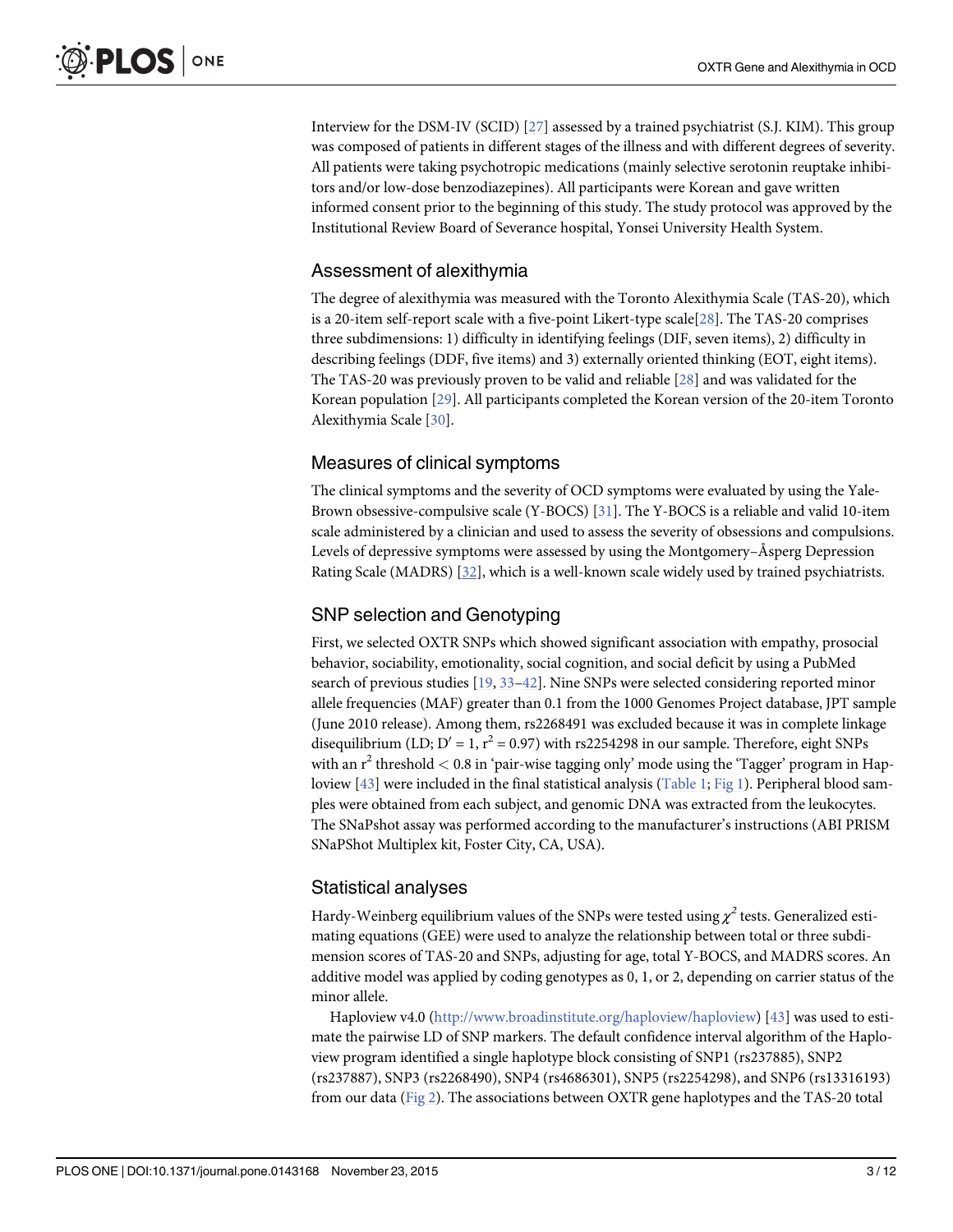Interview for the DSM-IV (SCID) [27] assessed by a trained psychiatrist (S.J. KIM). This group was composed of patients in different stages of the illness and with different degrees of severity. All patients were taking psychotropic medications (mainly selective serotonin reuptake inhibitors and/or low-dose benzodiazepines). All participants were Korean and gave written informed consent prior to the beginning of this study. The study protocol was approved by the Institutional Review Board of Severance hospital, Yonsei University Health System.

## Assessment of alexithymia

The degree of alexithymia was measured with the Toronto Alexithymia Scale (TAS-20), which is a 20-item self-report scale with a five-point Likert-type scale[28]. The TAS-20 comprises three subdimensions: 1) difficulty in identifying feelings (DIF, seven items), 2) difficulty in describing feelings (DDF, five items) and 3) externally oriented thinking (EOT, eight items). The TAS-20 was previously proven to be valid and reliable [28] and was validated for the Korean population [29]. All participants completed the Korean version of the 20-item Toronto Alexithymia Scale [30].

## Measures of clinical symptoms

The clinical symptoms and the severity of OCD symptoms were evaluated by using the Yale-Brown obsessive-compulsive scale (Y-BOCS) [31]. The Y-BOCS is a reliable and valid 10-item scale administered by a clinician and used to assess the severity of obsessions and compulsions. Levels of depressive symptoms were assessed by using the Montgomery–Åsperg Depression Rating Scale (MADRS) [32], which is a well-known scale widely used by trained psychiatrists.

## SNP selection and Genotyping

First, we selected OXTR SNPs which showed significant association with empathy, prosocial behavior, sociability, emotionality, social cognition, and social deficit by using a PubMed search of previous studies [19, 33–42]. Nine SNPs were selected considering reported minor allele frequencies (MAF) greater than 0.1 from the 1000 Genomes Project database, JPT sample (June 2010 release). Among them, rs2268491 was excluded because it was in complete linkage disequilibrium (LD; $D' = 1$, $r^2 = 0.97$) with rs2254298 in our sample. Therefore, eight SNPs with an $r^2$ threshold $< 0.8$ in 'pair-wise tagging only' mode using the 'Tagger' program in Haploview [43] were included in the final statistical analysis (Table 1; Fig 1). Peripheral blood samples were obtained from each subject, and genomic DNA was extracted from the leukocytes. The SNaPshot assay was performed according to the manufacturer's instructions (ABI PRISM SNaPShot Multiplex kit, Foster City, CA, USA).

## Statistical analyses

Hardy-Weinberg equilibrium values of the SNPs were tested using $\chi^2$ tests. Generalized estimating equations (GEE) were used to analyze the relationship between total or three subdimension scores of TAS-20 and SNPs, adjusting for age, total Y-BOCS, and MADRS scores. An additive model was applied by coding genotypes as 0, 1, or 2, depending on carrier status of the minor allele.

Haploview v4.0 (http://www.broadinstitute.org/haploview/haploview) [43] was used to estimate the pairwise LD of SNP markers. The default confidence interval algorithm of the Haploview program identified a single haplotype block consisting of SNP1 (rs237885), SNP2 (rs237887), SNP3 (rs2268490), SNP4 (rs4686301), SNP5 (rs2254298), and SNP6 (rs13316193) from our data (Fig 2). The associations between OXTR gene haplotypes and the TAS-20 total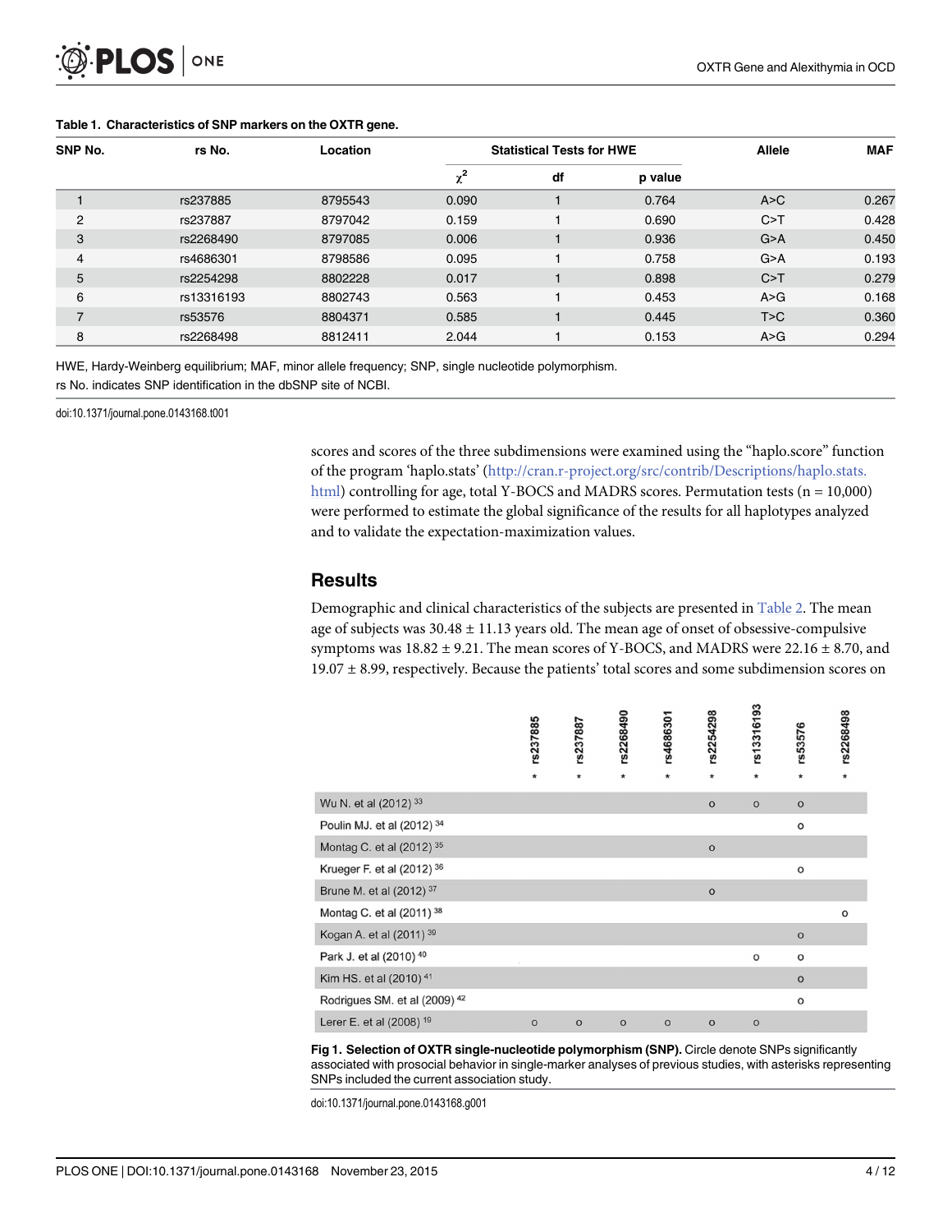**Table 1. Characteristics of SNP markers on the OXTR gene.**

| SNP No. | rs No. | Location | Statistical Tests for HWE | | | Allele | MAF |
|---|---|---|---|---|---|---|---|
| | | | $\chi^2$ | df | p value | | |
| 1 | rs237885 | 8795543 | 0.090 | 1 | 0.764 | A>C | 0.267 |
| 2 | rs237887 | 8797042 | 0.159 | 1 | 0.690 | C>T | 0.428 |
| 3 | rs2268490 | 8797085 | 0.006 | 1 | 0.936 | G>A | 0.450 |
| 4 | rs4686301 | 8798586 | 0.095 | 1 | 0.758 | G>A | 0.193 |
| 5 | rs2254298 | 8802228 | 0.017 | 1 | 0.898 | C>T | 0.279 |
| 6 | rs13316193 | 8802743 | 0.563 | 1 | 0.453 | A>G | 0.168 |
| 7 | rs53576 | 8804371 | 0.585 | 1 | 0.445 | T>C | 0.360 |
| 8 | rs2268498 | 8812411 | 2.044 | 1 | 0.153 | A>G | 0.294 |

HWE, Hardy-Weinberg equilibrium; MAF, minor allele frequency; SNP, single nucleotide polymorphism.
rs No. indicates SNP identification in the dbSNP site of NCBI.

doi:10.1371/journal.pone.0143168.t001

scores and scores of the three subdimensions were examined using the "haplo.score" function of the program 'haplo.stats' (http://cran.r-project.org/src/contrib/Descriptions/haplo.stats.html) controlling for age, total Y-BOCS and MADRS scores. Permutation tests (n = 10,000) were performed to estimate the global significance of the results for all haplotypes analyzed and to validate the expectation-maximization values.

## Results

Demographic and clinical characteristics of the subjects are presented in Table 2. The mean age of subjects was 30.48 ± 11.13 years old. The mean age of onset of obsessive-compulsive symptoms was 18.82 ± 9.21. The mean scores of Y-BOCS, and MADRS were 22.16 ± 8.70, and 19.07 ± 8.99, respectively. Because the patients' total scores and some subdimension scores on

| | rs237885 * | rs237887 * | rs2268490 * | rs4686301 * | rs2254298 * | rs13316193 * | rs53576 * | rs2268498 * |
|---|---|---|---|---|---|---|---|---|
| Wu N. et al (2012) [33] | | | | | o | o | o | |
| Poulin MJ. et al (2012) [34] | | | | | | | o | |
| Montag C. et al (2012) [35] | | | | | o | | | |
| Krueger F. et al (2012) [36] | | | | | | | o | |
| Brune M. et al (2012) [37] | | | | | o | | | |
| Montag C. et al (2011) [38] | | | | | | | | o |
| Kogan A. et al (2011) [39] | | | | | | | o | |
| Park J. et al (2010) [40] | | | | | | o | o | |
| Kim HS. et al (2010) [41] | | | | | | | o | |
| Rodrigues SM. et al (2009) [42] | | | | | | | o | |
| Lerer E. et al (2008) [19] | o | o | o | o | o | o | | |

**Fig 1. Selection of OXTR single-nucleotide polymorphism (SNP).** Circle denote SNPs significantly associated with prosocial behavior in single-marker analyses of previous studies, with asterisks representing SNPs included the current association study.

doi:10.1371/journal.pone.0143168.g001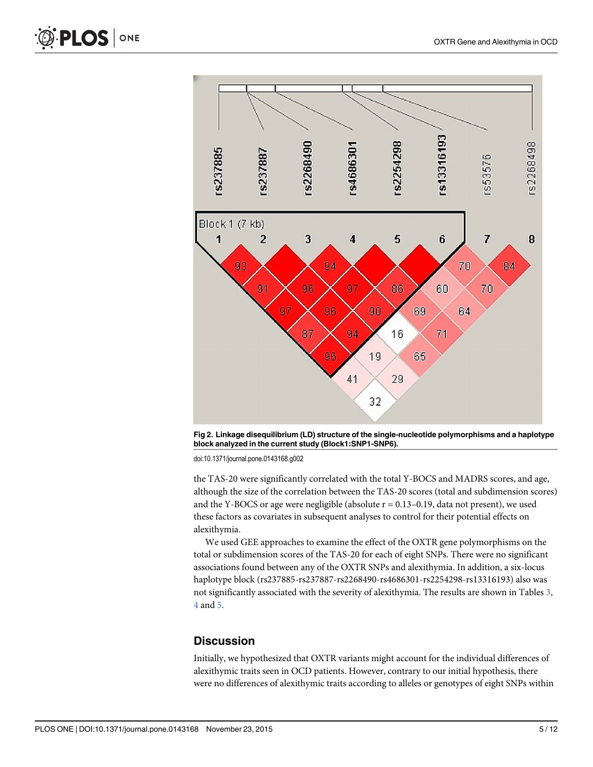rs237885
rs237887
rs2268490
rs4686301
rs2254298
rs13316193
rs53576
rs2268498

Block 1 (7 kb)

1 2 3 4 5 6 7 8

93 94 70 84

91 96 97 86 60 70

97 96 90 69 64

87 94 16 71

96 19 65

41 29

32

**Fig 2. Linkage disequilibrium (LD) structure of the single-nucleotide polymorphisms and a haplotype block analyzed in the current study (Block1:SNP1-SNP6).**

doi:10.1371/journal.pone.0143168.g002

the TAS-20 were significantly correlated with the total Y-BOCS and MADRS scores, and age, although the size of the correlation between the TAS-20 scores (total and subdimension scores) and the Y-BOCS or age were negligible (absolute r = 0.13–0.19, data not present), we used these factors as covariates in subsequent analyses to control for their potential effects on alexithymia.

We used GEE approaches to examine the effect of the OXTR gene polymorphisms on the total or subdimension scores of the TAS-20 for each of eight SNPs. There were no significant associations found between any of the OXTR SNPs and alexithymia. In addition, a six-locus haplotype block (rs237885-rs237887-rs2268490-rs4686301-rs2254298-rs13316193) also was not significantly associated with the severity of alexithymia. The results are shown in Tables 3, 4 and 5.

## Discussion

Initially, we hypothesized that OXTR variants might account for the individual differences of alexithymic traits seen in OCD patients. However, contrary to our initial hypothesis, there were no differences of alexithymic traits according to alleles or genotypes of eight SNPs within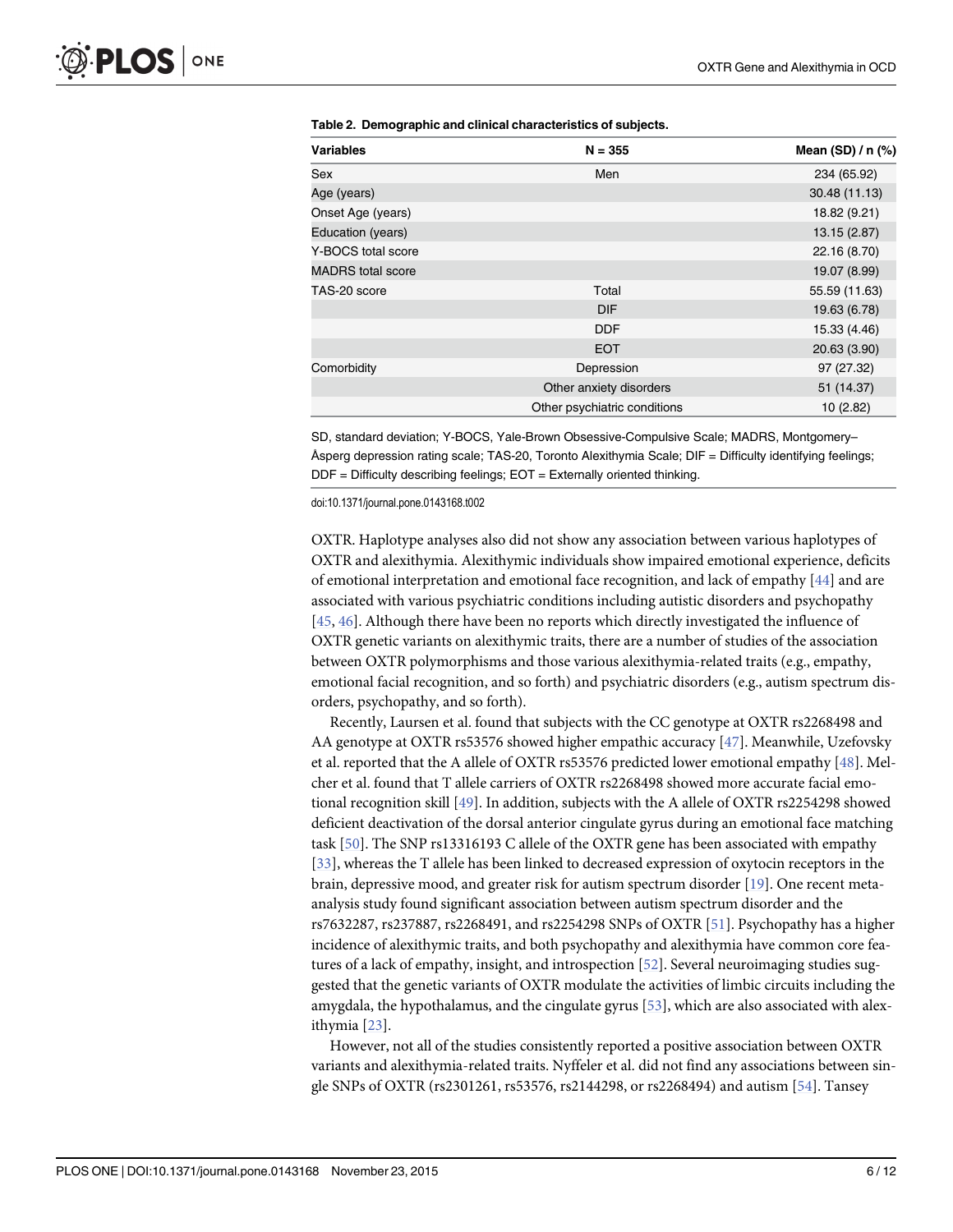**Table 2. Demographic and clinical characteristics of subjects.**

| Variables | N = 355 | Mean (SD) / n (%) |
|---|---|---|
| Sex | Men | 234 (65.92) |
| Age (years) | | 30.48 (11.13) |
| Onset Age (years) | | 18.82 (9.21) |
| Education (years) | | 13.15 (2.87) |
| Y-BOCS total score | | 22.16 (8.70) |
| MADRS total score | | 19.07 (8.99) |
| TAS-20 score | Total | 55.59 (11.63) |
| | DIF | 19.63 (6.78) |
| | DDF | 15.33 (4.46) |
| | EOT | 20.63 (3.90) |
| Comorbidity | Depression | 97 (27.32) |
| | Other anxiety disorders | 51 (14.37) |
| | Other psychiatric conditions | 10 (2.82) |

SD, standard deviation; Y-BOCS, Yale-Brown Obsessive-Compulsive Scale; MADRS, Montgomery–Åsperg depression rating scale; TAS-20, Toronto Alexithymia Scale; DIF = Difficulty identifying feelings; DDF = Difficulty describing feelings; EOT = Externally oriented thinking.

doi:10.1371/journal.pone.0143168.t002

OXTR. Haplotype analyses also did not show any association between various haplotypes of OXTR and alexithymia. Alexithymic individuals show impaired emotional experience, deficits of emotional interpretation and emotional face recognition, and lack of empathy [44] and are associated with various psychiatric conditions including autistic disorders and psychopathy [45, 46]. Although there have been no reports which directly investigated the influence of OXTR genetic variants on alexithymic traits, there are a number of studies of the association between OXTR polymorphisms and those various alexithymia-related traits (e.g., empathy, emotional facial recognition, and so forth) and psychiatric disorders (e.g., autism spectrum disorders, psychopathy, and so forth).

Recently, Laursen et al. found that subjects with the CC genotype at OXTR rs2268498 and AA genotype at OXTR rs53576 showed higher empathic accuracy [47]. Meanwhile, Uzefovsky et al. reported that the A allele of OXTR rs53576 predicted lower emotional empathy [48]. Melcher et al. found that T allele carriers of OXTR rs2268498 showed more accurate facial emotional recognition skill [49]. In addition, subjects with the A allele of OXTR rs2254298 showed deficient deactivation of the dorsal anterior cingulate gyrus during an emotional face matching task [50]. The SNP rs13316193 C allele of the OXTR gene has been associated with empathy [33], whereas the T allele has been linked to decreased expression of oxytocin receptors in the brain, depressive mood, and greater risk for autism spectrum disorder [19]. One recent meta-analysis study found significant association between autism spectrum disorder and the rs7632287, rs237887, rs2268491, and rs2254298 SNPs of OXTR [51]. Psychopathy has a higher incidence of alexithymic traits, and both psychopathy and alexithymia have common core features of a lack of empathy, insight, and introspection [52]. Several neuroimaging studies suggested that the genetic variants of OXTR modulate the activities of limbic circuits including the amygdala, the hypothalamus, and the cingulate gyrus [53], which are also associated with alexithymia [23].

However, not all of the studies consistently reported a positive association between OXTR variants and alexithymia-related traits. Nyffeler et al. did not find any associations between single SNPs of OXTR (rs2301261, rs53576, rs2144298, or rs2268494) and autism [54]. Tansey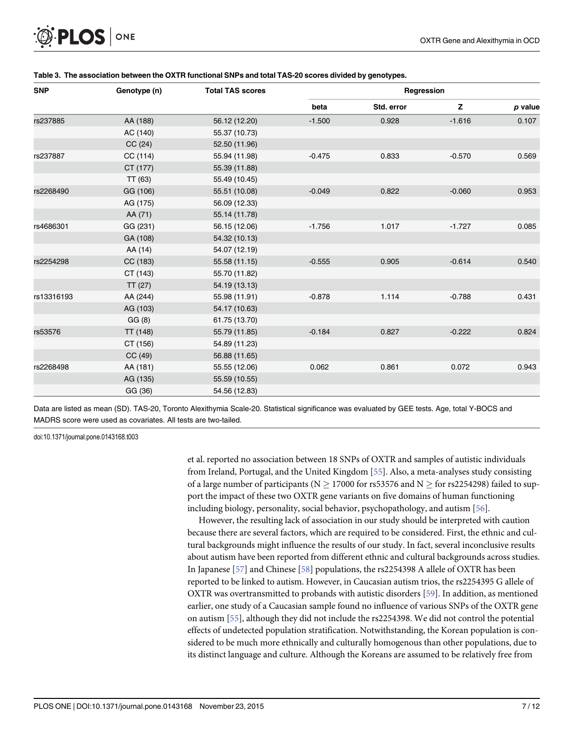**Table 3. The association between the OXTR functional SNPs and total TAS-20 scores divided by genotypes.**

| SNP | Genotype (n) | Total TAS scores | Regression | | | |
|---|---|---|---|---|---|---|
| | | | beta | Std. error | Z | *p* value |
| rs237885 | AA (188) | 56.12 (12.20) | -1.500 | 0.928 | -1.616 | 0.107 |
| | AC (140) | 55.37 (10.73) | | | | |
| | CC (24) | 52.50 (11.96) | | | | |
| rs237887 | CC (114) | 55.94 (11.98) | -0.475 | 0.833 | -0.570 | 0.569 |
| | CT (177) | 55.39 (11.88) | | | | |
| | TT (63) | 55.49 (10.45) | | | | |
| rs2268490 | GG (106) | 55.51 (10.08) | -0.049 | 0.822 | -0.060 | 0.953 |
| | AG (175) | 56.09 (12.33) | | | | |
| | AA (71) | 55.14 (11.78) | | | | |
| rs4686301 | GG (231) | 56.15 (12.06) | -1.756 | 1.017 | -1.727 | 0.085 |
| | GA (108) | 54.32 (10.13) | | | | |
| | AA (14) | 54.07 (12.19) | | | | |
| rs2254298 | CC (183) | 55.58 (11.15) | -0.555 | 0.905 | -0.614 | 0.540 |
| | CT (143) | 55.70 (11.82) | | | | |
| | TT (27) | 54.19 (13.13) | | | | |
| rs13316193 | AA (244) | 55.98 (11.91) | -0.878 | 1.114 | -0.788 | 0.431 |
| | AG (103) | 54.17 (10.63) | | | | |
| | GG (8) | 61.75 (13.70) | | | | |
| rs53576 | TT (148) | 55.79 (11.85) | -0.184 | 0.827 | -0.222 | 0.824 |
| | CT (156) | 54.89 (11.23) | | | | |
| | CC (49) | 56.88 (11.65) | | | | |
| rs2268498 | AA (181) | 55.55 (12.06) | 0.062 | 0.861 | 0.072 | 0.943 |
| | AG (135) | 55.59 (10.55) | | | | |
| | GG (36) | 54.56 (12.83) | | | | |

Data are listed as mean (SD). TAS-20, Toronto Alexithymia Scale-20. Statistical significance was evaluated by GEE tests. Age, total Y-BOCS and MADRS score were used as covariates. All tests are two-tailed.

doi:10.1371/journal.pone.0143168.t003

et al. reported no association between 18 SNPs of OXTR and samples of autistic individuals from Ireland, Portugal, and the United Kingdom [55]. Also, a meta-analyses study consisting of a large number of participants ($N \geq 17000$ for rs53576 and $N \geq$ for rs2254298) failed to support the impact of these two OXTR gene variants on five domains of human functioning including biology, personality, social behavior, psychopathology, and autism [56].

However, the resulting lack of association in our study should be interpreted with caution because there are several factors, which are required to be considered. First, the ethnic and cultural backgrounds might influence the results of our study. In fact, several inconclusive results about autism have been reported from different ethnic and cultural backgrounds across studies. In Japanese [57] and Chinese [58] populations, the rs2254398 A allele of OXTR has been reported to be linked to autism. However, in Caucasian autism trios, the rs2254395 G allele of OXTR was overtransmitted to probands with autistic disorders [59]. In addition, as mentioned earlier, one study of a Caucasian sample found no influence of various SNPs of the OXTR gene on autism [55], although they did not include the rs2254398. We did not control the potential effects of undetected population stratification. Notwithstanding, the Korean population is considered to be much more ethnically and culturally homogenous than other populations, due to its distinct language and culture. Although the Koreans are assumed to be relatively free from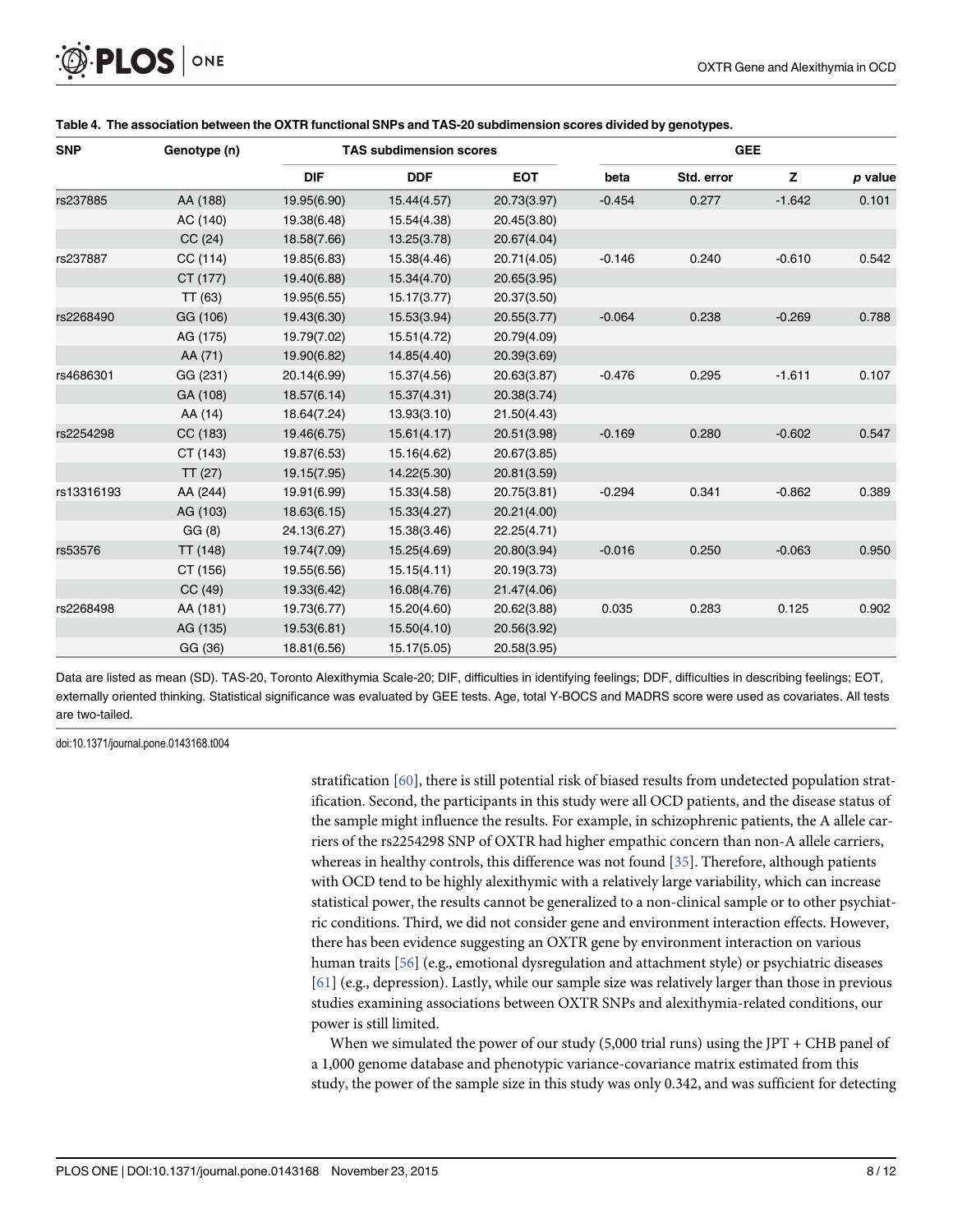**Table 4. The association between the OXTR functional SNPs and TAS-20 subdimension scores divided by genotypes.**

| SNP | Genotype (n) | TAS subdimension scores | | | GEE | | | |
|---|---|---|---|---|---|---|---|---|
| | | DIF | DDF | EOT | beta | Std. error | Z | *p* value |
| rs237885 | AA (188) | 19.95(6.90) | 15.44(4.57) | 20.73(3.97) | -0.454 | 0.277 | -1.642 | 0.101 |
| | AC (140) | 19.38(6.48) | 15.54(4.38) | 20.45(3.80) | | | | |
| | CC (24) | 18.58(7.66) | 13.25(3.78) | 20.67(4.04) | | | | |
| rs237887 | CC (114) | 19.85(6.83) | 15.38(4.46) | 20.71(4.05) | -0.146 | 0.240 | -0.610 | 0.542 |
| | CT (177) | 19.40(6.88) | 15.34(4.70) | 20.65(3.95) | | | | |
| | TT (63) | 19.95(6.55) | 15.17(3.77) | 20.37(3.50) | | | | |
| rs2268490 | GG (106) | 19.43(6.30) | 15.53(3.94) | 20.55(3.77) | -0.064 | 0.238 | -0.269 | 0.788 |
| | AG (175) | 19.79(7.02) | 15.51(4.72) | 20.79(4.09) | | | | |
| | AA (71) | 19.90(6.82) | 14.85(4.40) | 20.39(3.69) | | | | |
| rs4686301 | GG (231) | 20.14(6.99) | 15.37(4.56) | 20.63(3.87) | -0.476 | 0.295 | -1.611 | 0.107 |
| | GA (108) | 18.57(6.14) | 15.37(4.31) | 20.38(3.74) | | | | |
| | AA (14) | 18.64(7.24) | 13.93(3.10) | 21.50(4.43) | | | | |
| rs2254298 | CC (183) | 19.46(6.75) | 15.61(4.17) | 20.51(3.98) | -0.169 | 0.280 | -0.602 | 0.547 |
| | CT (143) | 19.87(6.53) | 15.16(4.62) | 20.67(3.85) | | | | |
| | TT (27) | 19.15(7.95) | 14.22(5.30) | 20.81(3.59) | | | | |
| rs13316193 | AA (244) | 19.91(6.99) | 15.33(4.58) | 20.75(3.81) | -0.294 | 0.341 | -0.862 | 0.389 |
| | AG (103) | 18.63(6.15) | 15.33(4.27) | 20.21(4.00) | | | | |
| | GG (8) | 24.13(6.27) | 15.38(3.46) | 22.25(4.71) | | | | |
| rs53576 | TT (148) | 19.74(7.09) | 15.25(4.69) | 20.80(3.94) | -0.016 | 0.250 | -0.063 | 0.950 |
| | CT (156) | 19.55(6.56) | 15.15(4.11) | 20.19(3.73) | | | | |
| | CC (49) | 19.33(6.42) | 16.08(4.76) | 21.47(4.06) | | | | |
| rs2268498 | AA (181) | 19.73(6.77) | 15.20(4.60) | 20.62(3.88) | 0.035 | 0.283 | 0.125 | 0.902 |
| | AG (135) | 19.53(6.81) | 15.50(4.10) | 20.56(3.92) | | | | |
| | GG (36) | 18.81(6.56) | 15.17(5.05) | 20.58(3.95) | | | | |

Data are listed as mean (SD). TAS-20, Toronto Alexithymia Scale-20; DIF, difficulties in identifying feelings; DDF, difficulties in describing feelings; EOT, externally oriented thinking. Statistical significance was evaluated by GEE tests. Age, total Y-BOCS and MADRS score were used as covariates. All tests are two-tailed.

doi:10.1371/journal.pone.0143168.t004

stratification [60], there is still potential risk of biased results from undetected population stratification. Second, the participants in this study were all OCD patients, and the disease status of the sample might influence the results. For example, in schizophrenic patients, the A allele carriers of the rs2254298 SNP of OXTR had higher empathic concern than non-A allele carriers, whereas in healthy controls, this difference was not found [35]. Therefore, although patients with OCD tend to be highly alexithymic with a relatively large variability, which can increase statistical power, the results cannot be generalized to a non-clinical sample or to other psychiatric conditions. Third, we did not consider gene and environment interaction effects. However, there has been evidence suggesting an OXTR gene by environment interaction on various human traits [56] (e.g., emotional dysregulation and attachment style) or psychiatric diseases [61] (e.g., depression). Lastly, while our sample size was relatively larger than those in previous studies examining associations between OXTR SNPs and alexithymia-related conditions, our power is still limited.

When we simulated the power of our study (5,000 trial runs) using the JPT + CHB panel of a 1,000 genome database and phenotypic variance-covariance matrix estimated from this study, the power of the sample size in this study was only 0.342, and was sufficient for detecting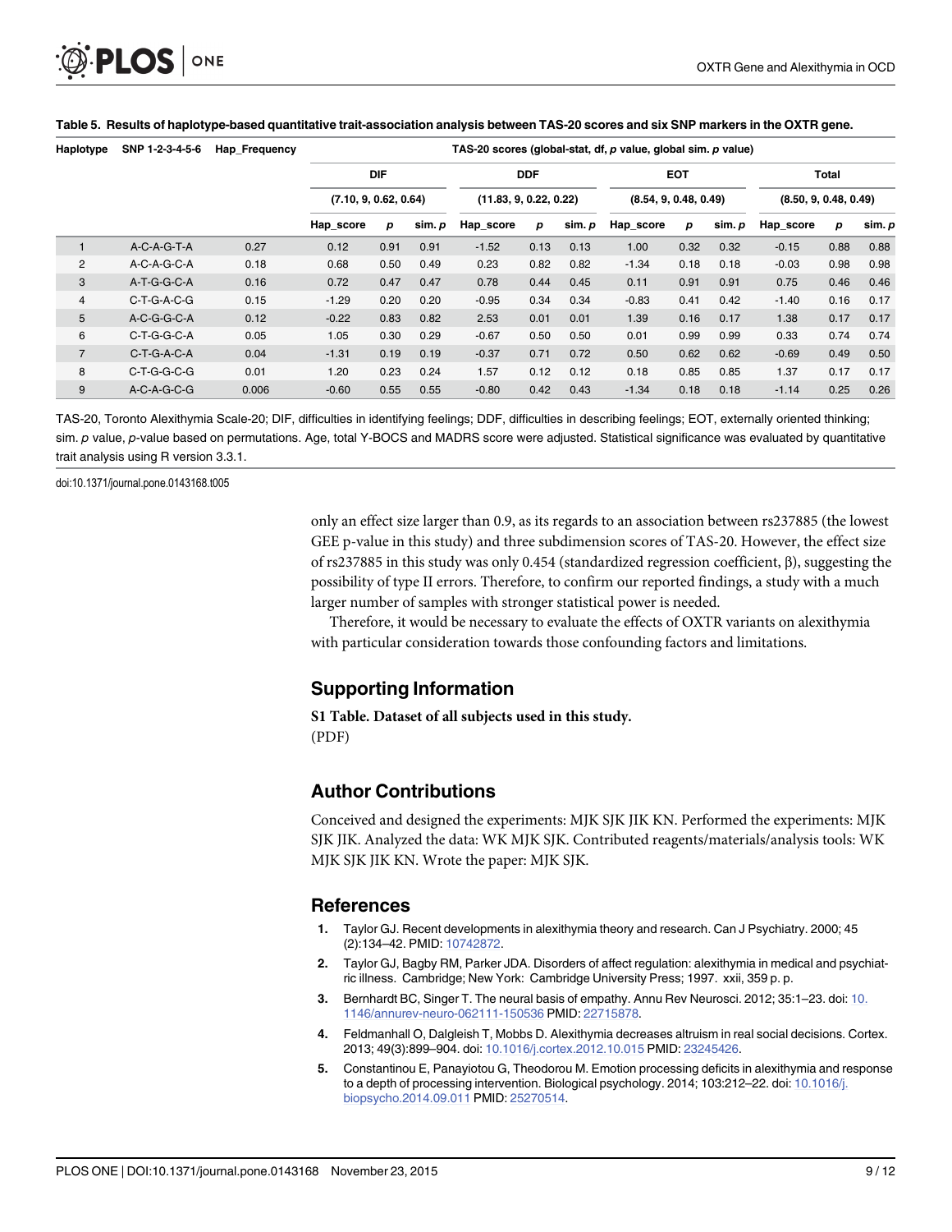**Table 5. Results of haplotype-based quantitative trait-association analysis between TAS-20 scores and six SNP markers in the OXTR gene.**

| Haplotype | SNP 1-2-3-4-5-6 | Hap_Frequency | TAS-20 scores (global-stat, df, *p* value, global sim. *p* value) | | | | | | | | | | | |
|---|---|---|---|---|---|---|---|---|---|---|---|---|---|---|
| | | | DIF | | | DDF | | | EOT | | | Total | | |
| | | | (7.10, 9, 0.62, 0.64) | | | (11.83, 9, 0.22, 0.22) | | | (8.54, 9, 0.48, 0.49) | | | (8.50, 9, 0.48, 0.49) | | |
| | | | Hap_score | *p* | sim. *p* | Hap_score | *p* | sim. *p* | Hap_score | *p* | sim. *p* | Hap_score | *p* | sim. *p* |
| 1 | A-C-A-G-T-A | 0.27 | 0.12 | 0.91 | 0.91 | -1.52 | 0.13 | 0.13 | 1.00 | 0.32 | 0.32 | -0.15 | 0.88 | 0.88 |
| 2 | A-C-A-G-C-A | 0.18 | 0.68 | 0.50 | 0.49 | 0.23 | 0.82 | 0.82 | -1.34 | 0.18 | 0.18 | -0.03 | 0.98 | 0.98 |
| 3 | A-T-G-G-C-A | 0.16 | 0.72 | 0.47 | 0.47 | 0.78 | 0.44 | 0.45 | 0.11 | 0.91 | 0.91 | 0.75 | 0.46 | 0.46 |
| 4 | C-T-G-A-C-G | 0.15 | -1.29 | 0.20 | 0.20 | -0.95 | 0.34 | 0.34 | -0.83 | 0.41 | 0.42 | -1.40 | 0.16 | 0.17 |
| 5 | A-C-G-G-C-A | 0.12 | -0.22 | 0.83 | 0.82 | 2.53 | 0.01 | 0.01 | 1.39 | 0.16 | 0.17 | 1.38 | 0.17 | 0.17 |
| 6 | C-T-G-G-C-A | 0.05 | 1.05 | 0.30 | 0.29 | -0.67 | 0.50 | 0.50 | 0.01 | 0.99 | 0.99 | 0.33 | 0.74 | 0.74 |
| 7 | C-T-G-A-C-A | 0.04 | -1.31 | 0.19 | 0.19 | -0.37 | 0.71 | 0.72 | 0.50 | 0.62 | 0.62 | -0.69 | 0.49 | 0.50 |
| 8 | C-T-G-G-C-G | 0.01 | 1.20 | 0.23 | 0.24 | 1.57 | 0.12 | 0.12 | 0.18 | 0.85 | 0.85 | 1.37 | 0.17 | 0.17 |
| 9 | A-C-A-G-C-G | 0.006 | -0.60 | 0.55 | 0.55 | -0.80 | 0.42 | 0.43 | -1.34 | 0.18 | 0.18 | -1.14 | 0.25 | 0.26 |

TAS-20, Toronto Alexithymia Scale-20; DIF, difficulties in identifying feelings; DDF, difficulties in describing feelings; EOT, externally oriented thinking; sim. *p* value, *p*-value based on permutations. Age, total Y-BOCS and MADRS score were adjusted. Statistical significance was evaluated by quantitative trait analysis using R version 3.3.1.

doi:10.1371/journal.pone.0143168.t005

only an effect size larger than 0.9, as its regards to an association between rs237885 (the lowest GEE p-value in this study) and three subdimension scores of TAS-20. However, the effect size of rs237885 in this study was only 0.454 (standardized regression coefficient, β), suggesting the possibility of type II errors. Therefore, to confirm our reported findings, a study with a much larger number of samples with stronger statistical power is needed.

Therefore, it would be necessary to evaluate the effects of OXTR variants on alexithymia with particular consideration towards those confounding factors and limitations.

## Supporting Information

**S1 Table. Dataset of all subjects used in this study.**
(PDF)

## Author Contributions

Conceived and designed the experiments: MJK SJK JIK KN. Performed the experiments: MJK SJK JIK. Analyzed the data: WK MJK SJK. Contributed reagents/materials/analysis tools: WK MJK SJK JIK KN. Wrote the paper: MJK SJK.

## References

1. Taylor GJ. Recent developments in alexithymia theory and research. Can J Psychiatry. 2000; 45 (2):134–42. PMID: 10742872.
2. Taylor GJ, Bagby RM, Parker JDA. Disorders of affect regulation: alexithymia in medical and psychiatric illness. Cambridge; New York: Cambridge University Press; 1997. xxii, 359 p. p.
3. Bernhardt BC, Singer T. The neural basis of empathy. Annu Rev Neurosci. 2012; 35:1–23. doi: 10.1146/annurev-neuro-062111-150536 PMID: 22715878.
4. Feldmanhall O, Dalgleish T, Mobbs D. Alexithymia decreases altruism in real social decisions. Cortex. 2013; 49(3):899–904. doi: 10.1016/j.cortex.2012.10.015 PMID: 23245426.
5. Constantinou E, Panayiotou G, Theodorou M. Emotion processing deficits in alexithymia and response to a depth of processing intervention. Biological psychology. 2014; 103:212–22. doi: 10.1016/j.biopsycho.2014.09.011 PMID: 25270514.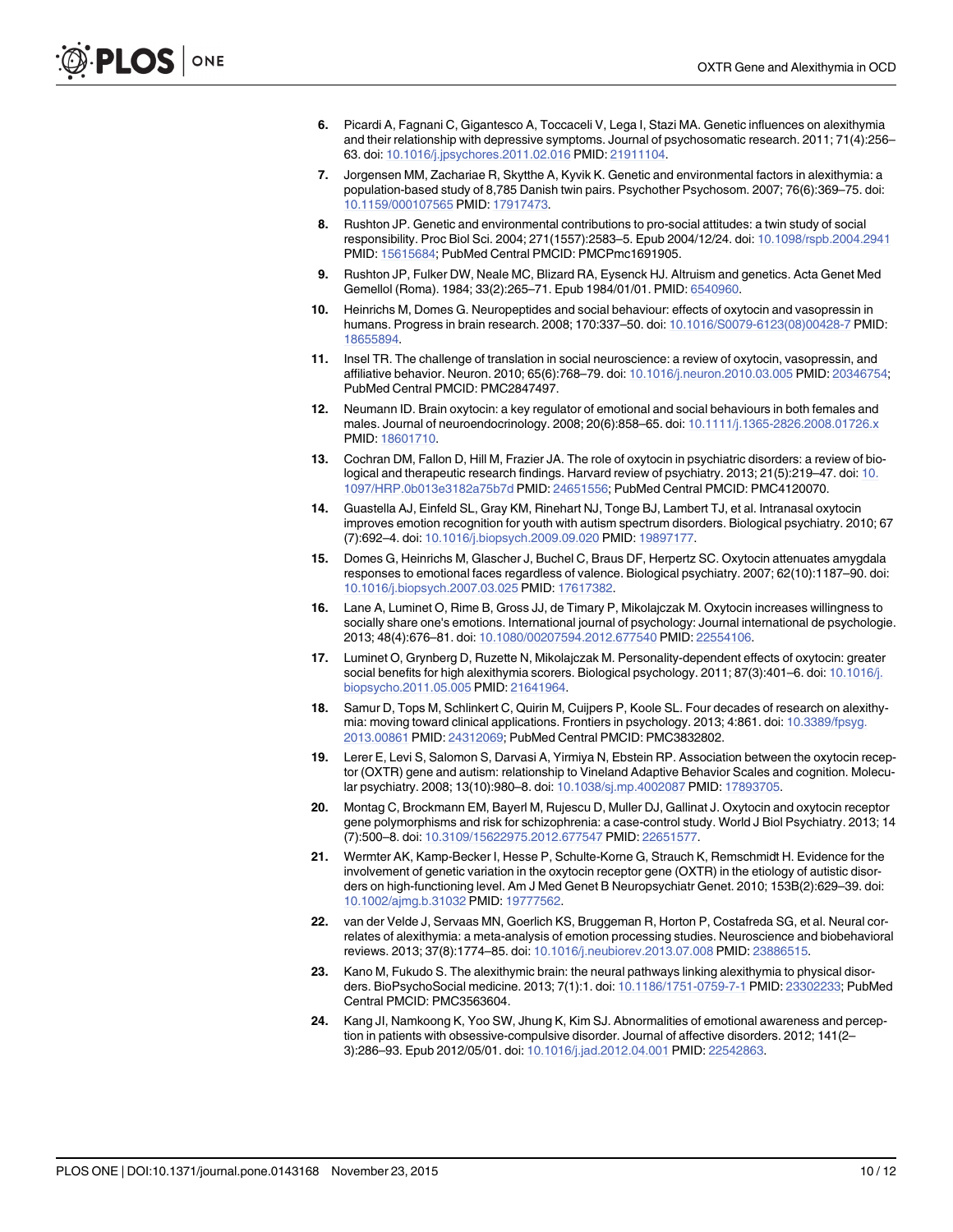6. Picardi A, Fagnani C, Gigantesco A, Toccaceli V, Lega I, Stazi MA. Genetic influences on alexithymia and their relationship with depressive symptoms. Journal of psychosomatic research. 2011; 71(4):256–63. doi: 10.1016/j.jpsychores.2011.02.016 PMID: 21911104.
7. Jorgensen MM, Zachariae R, Skytthe A, Kyvik K. Genetic and environmental factors in alexithymia: a population-based study of 8,785 Danish twin pairs. Psychother Psychosom. 2007; 76(6):369–75. doi: 10.1159/000107565 PMID: 17917473.
8. Rushton JP. Genetic and environmental contributions to pro-social attitudes: a twin study of social responsibility. Proc Biol Sci. 2004; 271(1557):2583–5. Epub 2004/12/24. doi: 10.1098/rspb.2004.2941 PMID: 15615684; PubMed Central PMCID: PMCPmc1691905.
9. Rushton JP, Fulker DW, Neale MC, Blizard RA, Eysenck HJ. Altruism and genetics. Acta Genet Med Gemellol (Roma). 1984; 33(2):265–71. Epub 1984/01/01. PMID: 6540960.
10. Heinrichs M, Domes G. Neuropeptides and social behaviour: effects of oxytocin and vasopressin in humans. Progress in brain research. 2008; 170:337–50. doi: 10.1016/S0079-6123(08)00428-7 PMID: 18655894.
11. Insel TR. The challenge of translation in social neuroscience: a review of oxytocin, vasopressin, and affiliative behavior. Neuron. 2010; 65(6):768–79. doi: 10.1016/j.neuron.2010.03.005 PMID: 20346754; PubMed Central PMCID: PMC2847497.
12. Neumann ID. Brain oxytocin: a key regulator of emotional and social behaviours in both females and males. Journal of neuroendocrinology. 2008; 20(6):858–65. doi: 10.1111/j.1365-2826.2008.01726.x PMID: 18601710.
13. Cochran DM, Fallon D, Hill M, Frazier JA. The role of oxytocin in psychiatric disorders: a review of biological and therapeutic research findings. Harvard review of psychiatry. 2013; 21(5):219–47. doi: 10.1097/HRP.0b013e3182a75b7d PMID: 24651556; PubMed Central PMCID: PMC4120070.
14. Guastella AJ, Einfeld SL, Gray KM, Rinehart NJ, Tonge BJ, Lambert TJ, et al. Intranasal oxytocin improves emotion recognition for youth with autism spectrum disorders. Biological psychiatry. 2010; 67(7):692–4. doi: 10.1016/j.biopsych.2009.09.020 PMID: 19897177.
15. Domes G, Heinrichs M, Glascher J, Buchel C, Braus DF, Herpertz SC. Oxytocin attenuates amygdala responses to emotional faces regardless of valence. Biological psychiatry. 2007; 62(10):1187–90. doi: 10.1016/j.biopsych.2007.03.025 PMID: 17617382.
16. Lane A, Luminet O, Rime B, Gross JJ, de Timary P, Mikolajczak M. Oxytocin increases willingness to socially share one's emotions. International journal of psychology: Journal international de psychologie. 2013; 48(4):676–81. doi: 10.1080/00207594.2012.677540 PMID: 22554106.
17. Luminet O, Grynberg D, Ruzette N, Mikolajczak M. Personality-dependent effects of oxytocin: greater social benefits for high alexithymia scorers. Biological psychology. 2011; 87(3):401–6. doi: 10.1016/j.biopsycho.2011.05.005 PMID: 21641964.
18. Samur D, Tops M, Schlinkert C, Quirin M, Cuijpers P, Koole SL. Four decades of research on alexithymia: moving toward clinical applications. Frontiers in psychology. 2013; 4:861. doi: 10.3389/fpsyg.2013.00861 PMID: 24312069; PubMed Central PMCID: PMC3832802.
19. Lerer E, Levi S, Salomon S, Darvasi A, Yirmiya N, Ebstein RP. Association between the oxytocin receptor (OXTR) gene and autism: relationship to Vineland Adaptive Behavior Scales and cognition. Molecular psychiatry. 2008; 13(10):980–8. doi: 10.1038/sj.mp.4002087 PMID: 17893705.
20. Montag C, Brockmann EM, Bayerl M, Rujescu D, Muller DJ, Gallinat J. Oxytocin and oxytocin receptor gene polymorphisms and risk for schizophrenia: a case-control study. World J Biol Psychiatry. 2013; 14(7):500–8. doi: 10.3109/15622975.2012.677547 PMID: 22651577.
21. Wermter AK, Kamp-Becker I, Hesse P, Schulte-Korne G, Strauch K, Remschmidt H. Evidence for the involvement of genetic variation in the oxytocin receptor gene (OXTR) in the etiology of autistic disorders on high-functioning level. Am J Med Genet B Neuropsychiatr Genet. 2010; 153B(2):629–39. doi: 10.1002/ajmg.b.31032 PMID: 19777562.
22. van der Velde J, Servaas MN, Goerlich KS, Bruggeman R, Horton P, Costafreda SG, et al. Neural correlates of alexithymia: a meta-analysis of emotion processing studies. Neuroscience and biobehavioral reviews. 2013; 37(8):1774–85. doi: 10.1016/j.neubiorev.2013.07.008 PMID: 23886515.
23. Kano M, Fukudo S. The alexithymic brain: the neural pathways linking alexithymia to physical disorders. BioPsychoSocial medicine. 2013; 7(1):1. doi: 10.1186/1751-0759-7-1 PMID: 23302233; PubMed Central PMCID: PMC3563604.
24. Kang JI, Namkoong K, Yoo SW, Jhung K, Kim SJ. Abnormalities of emotional awareness and perception in patients with obsessive-compulsive disorder. Journal of affective disorders. 2012; 141(2–3):286–93. Epub 2012/05/01. doi: 10.1016/j.jad.2012.04.001 PMID: 22542863.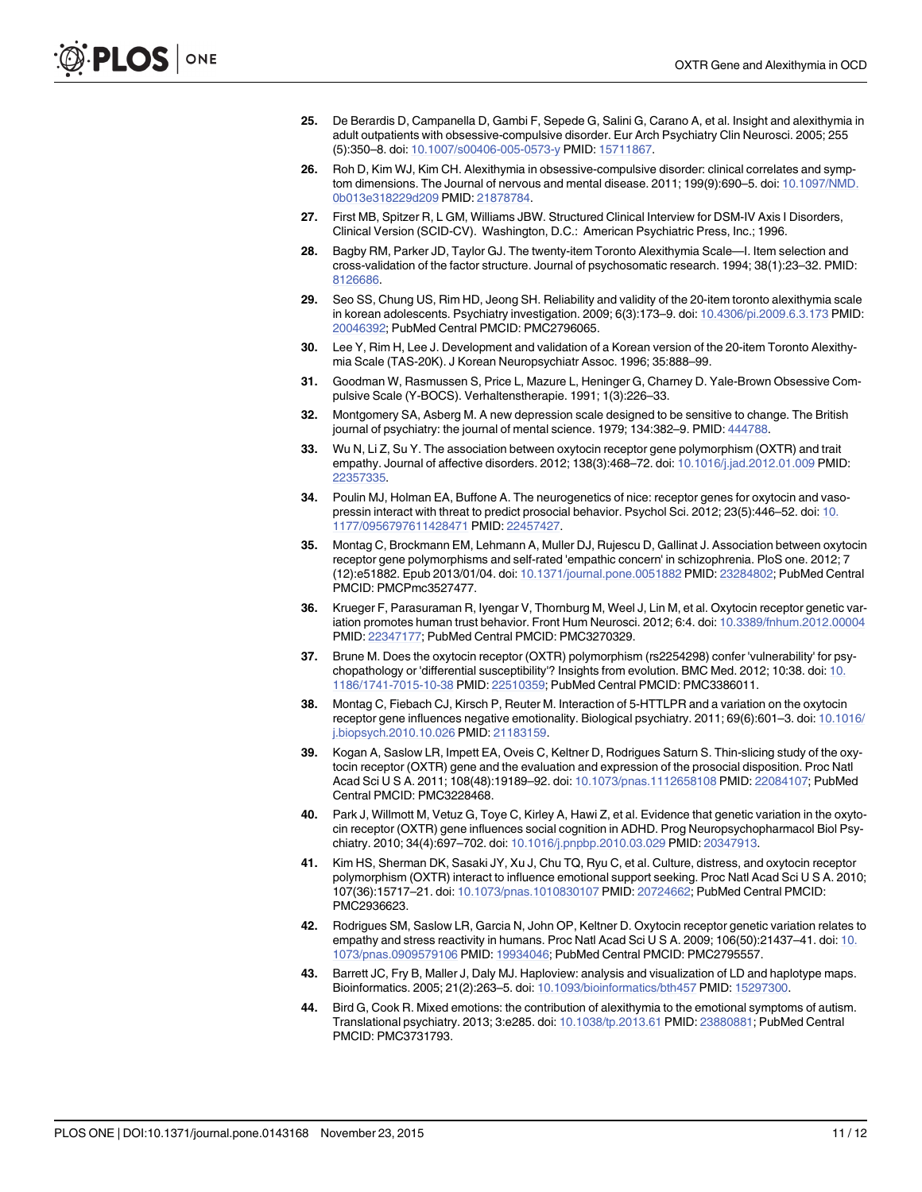25. De Berardis D, Campanella D, Gambi F, Sepede G, Salini G, Carano A, et al. Insight and alexithymia in adult outpatients with obsessive-compulsive disorder. Eur Arch Psychiatry Clin Neurosci. 2005; 255 (5):350–8. doi: 10.1007/s00406-005-0573-y PMID: 15711867.

26. Roh D, Kim WJ, Kim CH. Alexithymia in obsessive-compulsive disorder: clinical correlates and symptom dimensions. The Journal of nervous and mental disease. 2011; 199(9):690–5. doi: 10.1097/NMD.0b013e318229d209 PMID: 21878784.

27. First MB, Spitzer R, L GM, Williams JBW. Structured Clinical Interview for DSM-IV Axis I Disorders, Clinical Version (SCID-CV). Washington, D.C.: American Psychiatric Press, Inc.; 1996.

28. Bagby RM, Parker JD, Taylor GJ. The twenty-item Toronto Alexithymia Scale—I. Item selection and cross-validation of the factor structure. Journal of psychosomatic research. 1994; 38(1):23–32. PMID: 8126686.

29. Seo SS, Chung US, Rim HD, Jeong SH. Reliability and validity of the 20-item toronto alexithymia scale in korean adolescents. Psychiatry investigation. 2009; 6(3):173–9. doi: 10.4306/pi.2009.6.3.173 PMID: 20046392; PubMed Central PMCID: PMC2796065.

30. Lee Y, Rim H, Lee J. Development and validation of a Korean version of the 20-item Toronto Alexithymia Scale (TAS-20K). J Korean Neuropsychiatr Assoc. 1996; 35:888–99.

31. Goodman W, Rasmussen S, Price L, Mazure L, Heninger G, Charney D. Yale-Brown Obsessive Compulsive Scale (Y-BOCS). Verhaltenstherapie. 1991; 1(3):226–33.

32. Montgomery SA, Asberg M. A new depression scale designed to be sensitive to change. The British journal of psychiatry: the journal of mental science. 1979; 134:382–9. PMID: 444788.

33. Wu N, Li Z, Su Y. The association between oxytocin receptor gene polymorphism (OXTR) and trait empathy. Journal of affective disorders. 2012; 138(3):468–72. doi: 10.1016/j.jad.2012.01.009 PMID: 22357335.

34. Poulin MJ, Holman EA, Buffone A. The neurogenetics of nice: receptor genes for oxytocin and vasopressin interact with threat to predict prosocial behavior. Psychol Sci. 2012; 23(5):446–52. doi: 10.1177/0956797611428471 PMID: 22457427.

35. Montag C, Brockmann EM, Lehmann A, Muller DJ, Rujescu D, Gallinat J. Association between oxytocin receptor gene polymorphisms and self-rated 'empathic concern' in schizophrenia. PloS one. 2012; 7 (12):e51882. Epub 2013/01/04. doi: 10.1371/journal.pone.0051882 PMID: 23284802; PubMed Central PMCID: PMCPmc3527477.

36. Krueger F, Parasuraman R, Iyengar V, Thornburg M, Weel J, Lin M, et al. Oxytocin receptor genetic variation promotes human trust behavior. Front Hum Neurosci. 2012; 6:4. doi: 10.3389/fnhum.2012.00004 PMID: 22347177; PubMed Central PMCID: PMC3270329.

37. Brune M. Does the oxytocin receptor (OXTR) polymorphism (rs2254298) confer 'vulnerability' for psychopathology or 'differential susceptibility'? Insights from evolution. BMC Med. 2012; 10:38. doi: 10.1186/1741-7015-10-38 PMID: 22510359; PubMed Central PMCID: PMC3386011.

38. Montag C, Fiebach CJ, Kirsch P, Reuter M. Interaction of 5-HTTLPR and a variation on the oxytocin receptor gene influences negative emotionality. Biological psychiatry. 2011; 69(6):601–3. doi: 10.1016/j.biopsych.2010.10.026 PMID: 21183159.

39. Kogan A, Saslow LR, Impett EA, Oveis C, Keltner D, Rodrigues Saturn S. Thin-slicing study of the oxytocin receptor (OXTR) gene and the evaluation and expression of the prosocial disposition. Proc Natl Acad Sci U S A. 2011; 108(48):19189–92. doi: 10.1073/pnas.1112658108 PMID: 22084107; PubMed Central PMCID: PMC3228468.

40. Park J, Willmott M, Vetuz G, Toye C, Kirley A, Hawi Z, et al. Evidence that genetic variation in the oxytocin receptor (OXTR) gene influences social cognition in ADHD. Prog Neuropsychopharmacol Biol Psychiatry. 2010; 34(4):697–702. doi: 10.1016/j.pnpbp.2010.03.029 PMID: 20347913.

41. Kim HS, Sherman DK, Sasaki JY, Xu J, Chu TQ, Ryu C, et al. Culture, distress, and oxytocin receptor polymorphism (OXTR) interact to influence emotional support seeking. Proc Natl Acad Sci U S A. 2010; 107(36):15717–21. doi: 10.1073/pnas.1010830107 PMID: 20724662; PubMed Central PMCID: PMC2936623.

42. Rodrigues SM, Saslow LR, Garcia N, John OP, Keltner D. Oxytocin receptor genetic variation relates to empathy and stress reactivity in humans. Proc Natl Acad Sci U S A. 2009; 106(50):21437–41. doi: 10.1073/pnas.0909579106 PMID: 19934046; PubMed Central PMCID: PMC2795557.

43. Barrett JC, Fry B, Maller J, Daly MJ. Haploview: analysis and visualization of LD and haplotype maps. Bioinformatics. 2005; 21(2):263–5. doi: 10.1093/bioinformatics/bth457 PMID: 15297300.

44. Bird G, Cook R. Mixed emotions: the contribution of alexithymia to the emotional symptoms of autism. Translational psychiatry. 2013; 3:e285. doi: 10.1038/tp.2013.61 PMID: 23880881; PubMed Central PMCID: PMC3731793.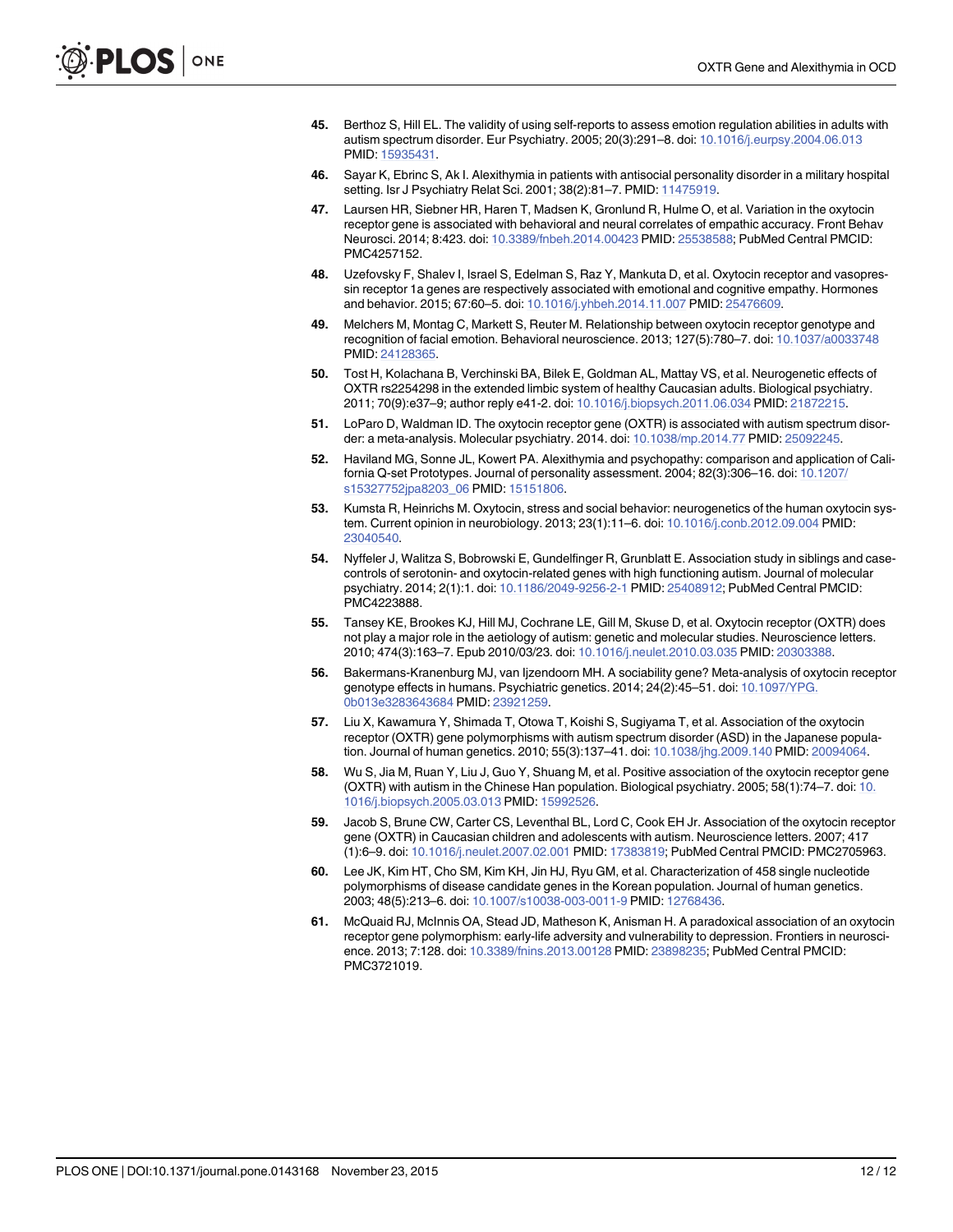45. Berthoz S, Hill EL. The validity of using self-reports to assess emotion regulation abilities in adults with autism spectrum disorder. Eur Psychiatry. 2005; 20(3):291–8. doi: 10.1016/j.eurpsy.2004.06.013 PMID: 15935431.

46. Sayar K, Ebrinc S, Ak I. Alexithymia in patients with antisocial personality disorder in a military hospital setting. Isr J Psychiatry Relat Sci. 2001; 38(2):81–7. PMID: 11475919.

47. Laursen HR, Siebner HR, Haren T, Madsen K, Gronlund R, Hulme O, et al. Variation in the oxytocin receptor gene is associated with behavioral and neural correlates of empathic accuracy. Front Behav Neurosci. 2014; 8:423. doi: 10.3389/fnbeh.2014.00423 PMID: 25538588; PubMed Central PMCID: PMC4257152.

48. Uzefovsky F, Shalev I, Israel S, Edelman S, Raz Y, Mankuta D, et al. Oxytocin receptor and vasopressin receptor 1a genes are respectively associated with emotional and cognitive empathy. Hormones and behavior. 2015; 67:60–5. doi: 10.1016/j.yhbeh.2014.11.007 PMID: 25476609.

49. Melchers M, Montag C, Markett S, Reuter M. Relationship between oxytocin receptor genotype and recognition of facial emotion. Behavioral neuroscience. 2013; 127(5):780–7. doi: 10.1037/a0033748 PMID: 24128365.

50. Tost H, Kolachana B, Verchinski BA, Bilek E, Goldman AL, Mattay VS, et al. Neurogenetic effects of OXTR rs2254298 in the extended limbic system of healthy Caucasian adults. Biological psychiatry. 2011; 70(9):e37–9; author reply e41-2. doi: 10.1016/j.biopsych.2011.06.034 PMID: 21872215.

51. LoParo D, Waldman ID. The oxytocin receptor gene (OXTR) is associated with autism spectrum disorder: a meta-analysis. Molecular psychiatry. 2014. doi: 10.1038/mp.2014.77 PMID: 25092245.

52. Haviland MG, Sonne JL, Kowert PA. Alexithymia and psychopathy: comparison and application of California Q-set Prototypes. Journal of personality assessment. 2004; 82(3):306–16. doi: 10.1207/s15327752jpa8203_06 PMID: 15151806.

53. Kumsta R, Heinrichs M. Oxytocin, stress and social behavior: neurogenetics of the human oxytocin system. Current opinion in neurobiology. 2013; 23(1):11–6. doi: 10.1016/j.conb.2012.09.004 PMID: 23040540.

54. Nyffeler J, Walitza S, Bobrowski E, Gundelfinger R, Grunblatt E. Association study in siblings and case-controls of serotonin- and oxytocin-related genes with high functioning autism. Journal of molecular psychiatry. 2014; 2(1):1. doi: 10.1186/2049-9256-2-1 PMID: 25408912; PubMed Central PMCID: PMC4223888.

55. Tansey KE, Brookes KJ, Hill MJ, Cochrane LE, Gill M, Skuse D, et al. Oxytocin receptor (OXTR) does not play a major role in the aetiology of autism: genetic and molecular studies. Neuroscience letters. 2010; 474(3):163–7. Epub 2010/03/23. doi: 10.1016/j.neulet.2010.03.035 PMID: 20303388.

56. Bakermans-Kranenburg MJ, van Ijzendoorn MH. A sociability gene? Meta-analysis of oxytocin receptor genotype effects in humans. Psychiatric genetics. 2014; 24(2):45–51. doi: 10.1097/YPG.0b013e3283643684 PMID: 23921259.

57. Liu X, Kawamura Y, Shimada T, Otowa T, Koishi S, Sugiyama T, et al. Association of the oxytocin receptor (OXTR) gene polymorphisms with autism spectrum disorder (ASD) in the Japanese population. Journal of human genetics. 2010; 55(3):137–41. doi: 10.1038/jhg.2009.140 PMID: 20094064.

58. Wu S, Jia M, Ruan Y, Liu J, Guo Y, Shuang M, et al. Positive association of the oxytocin receptor gene (OXTR) with autism in the Chinese Han population. Biological psychiatry. 2005; 58(1):74–7. doi: 10.1016/j.biopsych.2005.03.013 PMID: 15992526.

59. Jacob S, Brune CW, Carter CS, Leventhal BL, Lord C, Cook EH Jr. Association of the oxytocin receptor gene (OXTR) in Caucasian children and adolescents with autism. Neuroscience letters. 2007; 417(1):6–9. doi: 10.1016/j.neulet.2007.02.001 PMID: 17383819; PubMed Central PMCID: PMC2705963.

60. Lee JK, Kim HT, Cho SM, Kim KH, Jin HJ, Ryu GM, et al. Characterization of 458 single nucleotide polymorphisms of disease candidate genes in the Korean population. Journal of human genetics. 2003; 48(5):213–6. doi: 10.1007/s10038-003-0011-9 PMID: 12768436.

61. McQuaid RJ, McInnis OA, Stead JD, Matheson K, Anisman H. A paradoxical association of an oxytocin receptor gene polymorphism: early-life adversity and vulnerability to depression. Frontiers in neuroscience. 2013; 7:128. doi: 10.3389/fnins.2013.00128 PMID: 23898235; PubMed Central PMCID: PMC3721019.